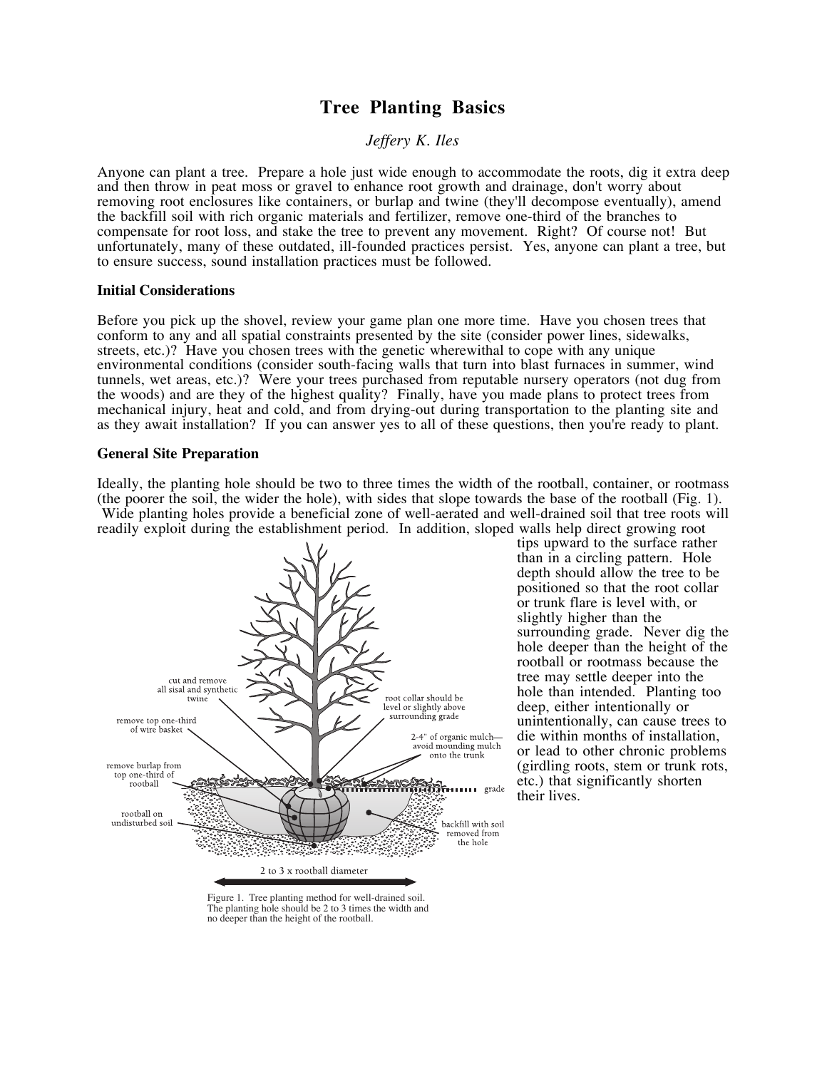# Tree Planting Basics

*Jeffery K. Iles*

Anyone can plant a tree. Prepare a hole just wide enough to accommodate the roots, dig it extra deep and then throw in peat moss or gravel to enhance root growth and drainage, don't worry about removing root enclosures like containers, or burlap and twine (they'll decompose eventually), amend the backfill soil with rich organic materials and fertilizer, remove one-third of the branches to compensate for root loss, and stake the tree to prevent any movement. Right? Of course not! But unfortunately, many of these outdated, ill-founded practices persist. Yes, anyone can plant a tree, but to ensure success, sound installation practices must be followed.

**Initial Considerations**

Before you pick up the shovel, review your game plan one more time. Have you chosen trees that conform to any and all spatial constraints presented by the site (consider power lines, sidewalks, streets, etc.)? Have you chosen trees with the genetic wherewithal to cope with any unique environmental conditions (consider south-facing walls that turn into blast furnaces in summer, wind tunnels, wet areas, etc.)? Were your trees purchased from reputable nursery operators (not dug from the woods) and are they of the highest quality? Finally, have you made plans to protect trees from mechanical injury, heat and cold, and from drying-out during transportation to the planting site and as they await installation? If you can answer yes to all of these questions, then you're ready to plant.

**General Site Preparation**

Ideally, the planting hole should be two to three times the width of the rootball, container, or rootmass (the poorer the soil, the wider the hole), with sides that slope towards the base of the rootball (Fig. 1). Wide planting holes provide a beneficial zone of well-aerated and well-drained soil that tree roots will readily exploit during the establishment period. In addition, sloped walls help direct growing root tips upward to the surface rather than in a circling pattern. Hole depth should allow the tree to be positioned so that the root collar or trunk flare is level with, or slightly higher than the surrounding grade. Never dig the hole deeper than the height of the rootball or rootmass because the tree may settle deeper into the hole than intended. Planting too deep, either intentionally or unintentionally, can cause trees to die within months of installation, or lead to other chronic problems (girdling roots, stem or trunk rots, etc.) that significantly shorten their lives.

cut and remove all sisal and synthetic twine

remove top one-third of wire basket

remove burlap from top one-third of rootball

rootball on undisturbed soil

root collar should be level or slightly above surrounding grade

2-4" of organic mulch—avoid mounding mulch onto the trunk

grade

backfill with soil removed from the hole

2 to 3 x rootball diameter

Figure 1. Tree planting method for well-drained soil. The planting hole should be 2 to 3 times the width and no deeper than the height of the rootball.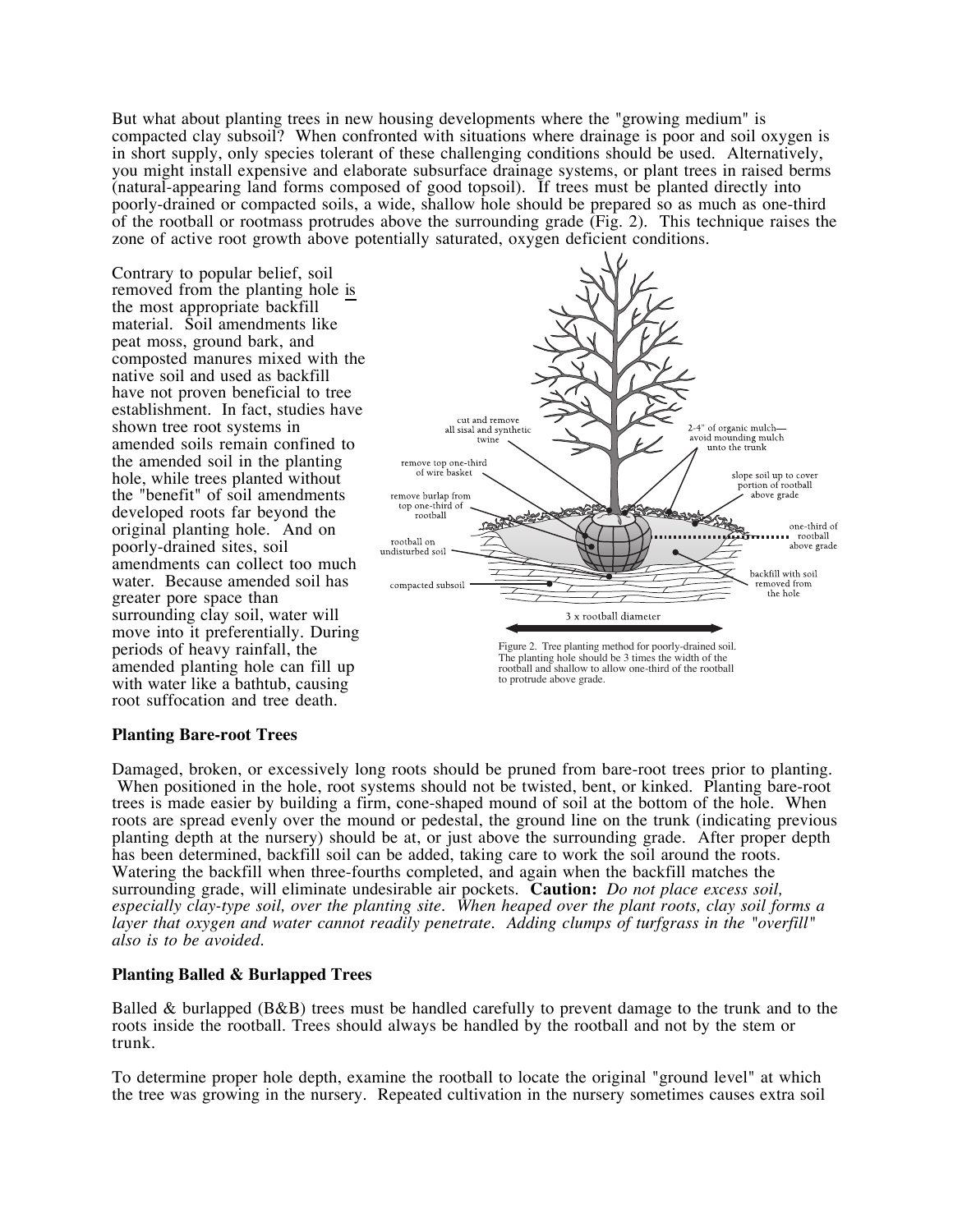But what about planting trees in new housing developments where the "growing medium" is compacted clay subsoil? When confronted with situations where drainage is poor and soil oxygen is in short supply, only species tolerant of these challenging conditions should be used. Alternatively, you might install expensive and elaborate subsurface drainage systems, or plant trees in raised berms (natural-appearing land forms composed of good topsoil). If trees must be planted directly into poorly-drained or compacted soils, a wide, shallow hole should be prepared so as much as one-third of the rootball or rootmass protrudes above the surrounding grade (Fig. 2). This technique raises the zone of active root growth above potentially saturated, oxygen deficient conditions.

Contrary to popular belief, soil removed from the planting hole is the most appropriate backfill material. Soil amendments like peat moss, ground bark, and composted manures mixed with the native soil and used as backfill have not proven beneficial to tree establishment. In fact, studies have shown tree root systems in amended soils remain confined to the amended soil in the planting hole, while trees planted without the "benefit" of soil amendments developed roots far beyond the original planting hole. And on poorly-drained sites, soil amendments can collect too much water. Because amended soil has greater pore space than surrounding clay soil, water will move into it preferentially. During periods of heavy rainfall, the amended planting hole can fill up with water like a bathtub, causing root suffocation and tree death.

Figure 2. Tree planting method for poorly-drained soil. The planting hole should be 3 times the width of the rootball and shallow to allow one-third of the rootball to protrude above grade.

### Planting Bare-root Trees

Damaged, broken, or excessively long roots should be pruned from bare-root trees prior to planting. When positioned in the hole, root systems should not be twisted, bent, or kinked. Planting bare-root trees is made easier by building a firm, cone-shaped mound of soil at the bottom of the hole. When roots are spread evenly over the mound or pedestal, the ground line on the trunk (indicating previous planting depth at the nursery) should be at, or just above the surrounding grade. After proper depth has been determined, backfill soil can be added, taking care to work the soil around the roots. Watering the backfill when three-fourths completed, and again when the backfill matches the surrounding grade, will eliminate undesirable air pockets. **Caution:** *Do not place excess soil, especially clay-type soil, over the planting site. When heaped over the plant roots, clay soil forms a layer that oxygen and water cannot readily penetrate. Adding clumps of turfgrass in the "overfill" also is to be avoided.*

### Planting Balled & Burlapped Trees

Balled & burlapped (B&B) trees must be handled carefully to prevent damage to the trunk and to the roots inside the rootball. Trees should always be handled by the rootball and not by the stem or trunk.

To determine proper hole depth, examine the rootball to locate the original "ground level" at which the tree was growing in the nursery. Repeated cultivation in the nursery sometimes causes extra soil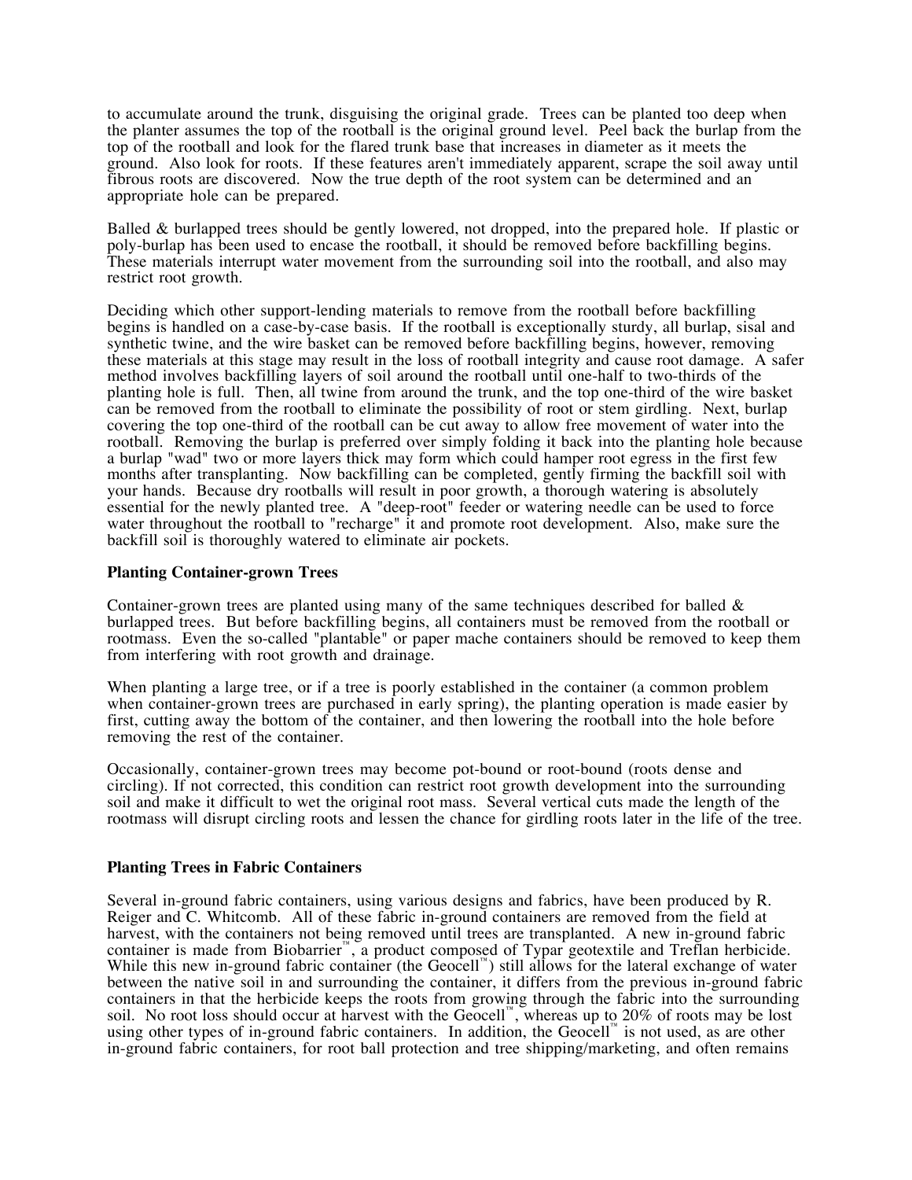to accumulate around the trunk, disguising the original grade. Trees can be planted too deep when the planter assumes the top of the rootball is the original ground level. Peel back the burlap from the top of the rootball and look for the flared trunk base that increases in diameter as it meets the ground. Also look for roots. If these features aren't immediately apparent, scrape the soil away until fibrous roots are discovered. Now the true depth of the root system can be determined and an appropriate hole can be prepared.

Balled & burlapped trees should be gently lowered, not dropped, into the prepared hole. If plastic or poly-burlap has been used to encase the rootball, it should be removed before backfilling begins. These materials interrupt water movement from the surrounding soil into the rootball, and also may restrict root growth.

Deciding which other support-lending materials to remove from the rootball before backfilling begins is handled on a case-by-case basis. If the rootball is exceptionally sturdy, all burlap, sisal and synthetic twine, and the wire basket can be removed before backfilling begins, however, removing these materials at this stage may result in the loss of rootball integrity and cause root damage. A safer method involves backfilling layers of soil around the rootball until one-half to two-thirds of the planting hole is full. Then, all twine from around the trunk, and the top one-third of the wire basket can be removed from the rootball to eliminate the possibility of root or stem girdling. Next, burlap covering the top one-third of the rootball can be cut away to allow free movement of water into the rootball. Removing the burlap is preferred over simply folding it back into the planting hole because a burlap "wad" two or more layers thick may form which could hamper root egress in the first few months after transplanting. Now backfilling can be completed, gently firming the backfill soil with your hands. Because dry rootballs will result in poor growth, a thorough watering is absolutely essential for the newly planted tree. A "deep-root" feeder or watering needle can be used to force water throughout the rootball to "recharge" it and promote root development. Also, make sure the backfill soil is thoroughly watered to eliminate air pockets.

**Planting Container-grown Trees**

Container-grown trees are planted using many of the same techniques described for balled & burlapped trees. But before backfilling begins, all containers must be removed from the rootball or rootmass. Even the so-called "plantable" or paper mache containers should be removed to keep them from interfering with root growth and drainage.

When planting a large tree, or if a tree is poorly established in the container (a common problem when container-grown trees are purchased in early spring), the planting operation is made easier by first, cutting away the bottom of the container, and then lowering the rootball into the hole before removing the rest of the container.

Occasionally, container-grown trees may become pot-bound or root-bound (roots dense and circling). If not corrected, this condition can restrict root growth development into the surrounding soil and make it difficult to wet the original root mass. Several vertical cuts made the length of the rootmass will disrupt circling roots and lessen the chance for girdling roots later in the life of the tree.

**Planting Trees in Fabric Containers**

Several in-ground fabric containers, using various designs and fabrics, have been produced by R. Reiger and C. Whitcomb. All of these fabric in-ground containers are removed from the field at harvest, with the containers not being removed until trees are transplanted. A new in-ground fabric container is made from Biobarrier™, a product composed of Typar geotextile and Treflan herbicide. While this new in-ground fabric container (the Geocell™) still allows for the lateral exchange of water between the native soil in and surrounding the container, it differs from the previous in-ground fabric containers in that the herbicide keeps the roots from growing through the fabric into the surrounding soil. No root loss should occur at harvest with the Geocell™, whereas up to 20% of roots may be lost using other types of in-ground fabric containers. In addition, the Geocell™ is not used, as are other in-ground fabric containers, for root ball protection and tree shipping/marketing, and often remains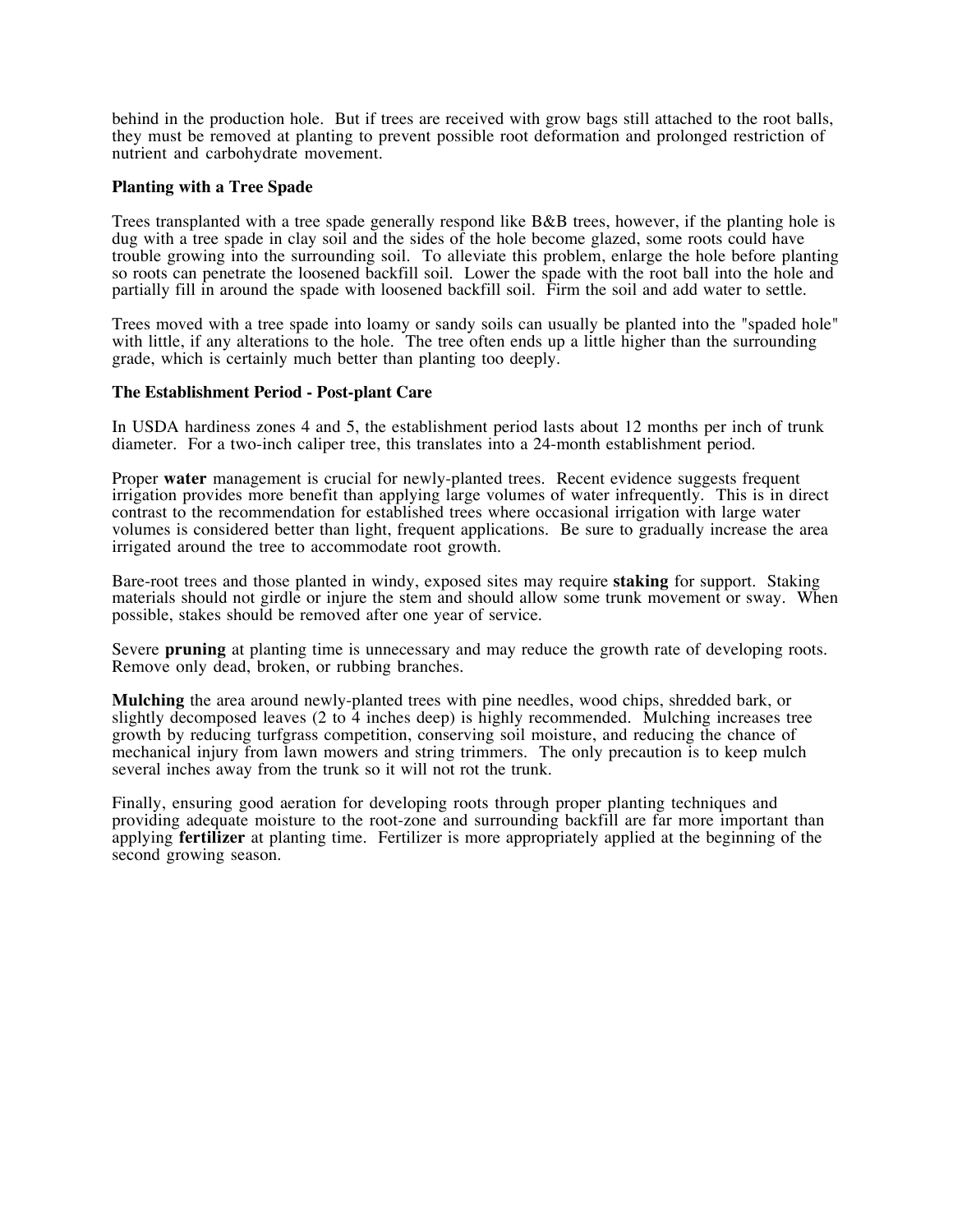behind in the production hole. But if trees are received with grow bags still attached to the root balls, they must be removed at planting to prevent possible root deformation and prolonged restriction of nutrient and carbohydrate movement.

**Planting with a Tree Spade**

Trees transplanted with a tree spade generally respond like B&B trees, however, if the planting hole is dug with a tree spade in clay soil and the sides of the hole become glazed, some roots could have trouble growing into the surrounding soil. To alleviate this problem, enlarge the hole before planting so roots can penetrate the loosened backfill soil. Lower the spade with the root ball into the hole and partially fill in around the spade with loosened backfill soil. Firm the soil and add water to settle.

Trees moved with a tree spade into loamy or sandy soils can usually be planted into the "spaded hole" with little, if any alterations to the hole. The tree often ends up a little higher than the surrounding grade, which is certainly much better than planting too deeply.

**The Establishment Period - Post-plant Care**

In USDA hardiness zones 4 and 5, the establishment period lasts about 12 months per inch of trunk diameter. For a two-inch caliper tree, this translates into a 24-month establishment period.

Proper **water** management is crucial for newly-planted trees. Recent evidence suggests frequent irrigation provides more benefit than applying large volumes of water infrequently. This is in direct contrast to the recommendation for established trees where occasional irrigation with large water volumes is considered better than light, frequent applications. Be sure to gradually increase the area irrigated around the tree to accommodate root growth.

Bare-root trees and those planted in windy, exposed sites may require **staking** for support. Staking materials should not girdle or injure the stem and should allow some trunk movement or sway. When possible, stakes should be removed after one year of service.

Severe **pruning** at planting time is unnecessary and may reduce the growth rate of developing roots. Remove only dead, broken, or rubbing branches.

**Mulching** the area around newly-planted trees with pine needles, wood chips, shredded bark, or slightly decomposed leaves (2 to 4 inches deep) is highly recommended. Mulching increases tree growth by reducing turfgrass competition, conserving soil moisture, and reducing the chance of mechanical injury from lawn mowers and string trimmers. The only precaution is to keep mulch several inches away from the trunk so it will not rot the trunk.

Finally, ensuring good aeration for developing roots through proper planting techniques and providing adequate moisture to the root-zone and surrounding backfill are far more important than applying **fertilizer** at planting time. Fertilizer is more appropriately applied at the beginning of the second growing season.